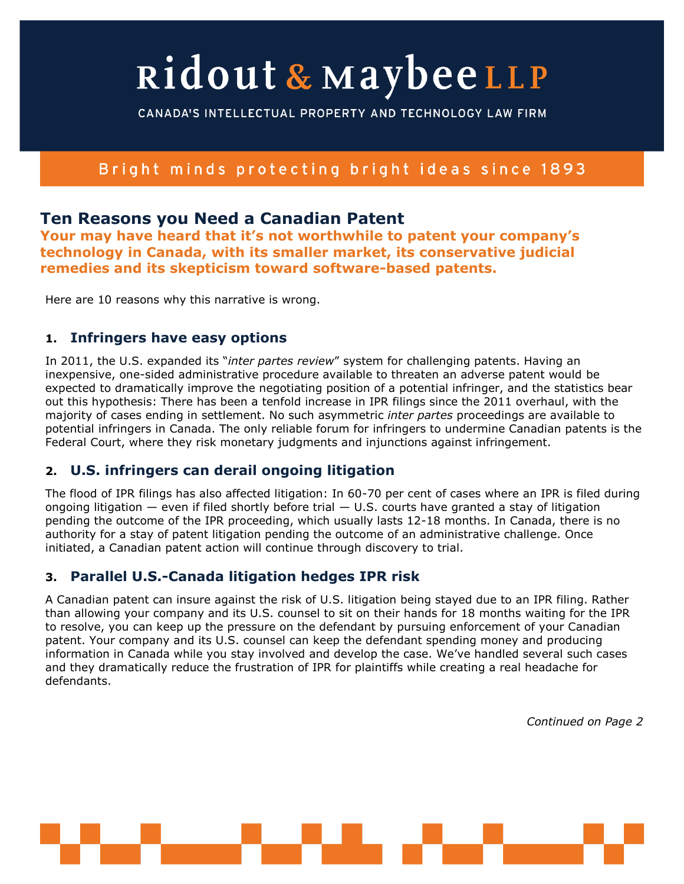# Ridout & Maybee LLP

CANADA'S INTELLECTUAL PROPERTY AND TECHNOLOGY LAW FIRM

Bright minds protecting bright ideas since 1893

## Ten Reasons you Need a Canadian Patent

**Your may have heard that it's not worthwhile to patent your company's technology in Canada, with its smaller market, its conservative judicial remedies and its skepticism toward software-based patents.**

Here are 10 reasons why this narrative is wrong.

### 1. Infringers have easy options

In 2011, the U.S. expanded its "*inter partes review*" system for challenging patents. Having an inexpensive, one-sided administrative procedure available to threaten an adverse patent would be expected to dramatically improve the negotiating position of a potential infringer, and the statistics bear out this hypothesis: There has been a tenfold increase in IPR filings since the 2011 overhaul, with the majority of cases ending in settlement. No such asymmetric *inter partes* proceedings are available to potential infringers in Canada. The only reliable forum for infringers to undermine Canadian patents is the Federal Court, where they risk monetary judgments and injunctions against infringement.

### 2. U.S. infringers can derail ongoing litigation

The flood of IPR filings has also affected litigation: In 60-70 per cent of cases where an IPR is filed during ongoing litigation — even if filed shortly before trial — U.S. courts have granted a stay of litigation pending the outcome of the IPR proceeding, which usually lasts 12-18 months. In Canada, there is no authority for a stay of patent litigation pending the outcome of an administrative challenge. Once initiated, a Canadian patent action will continue through discovery to trial.

### 3. Parallel U.S.-Canada litigation hedges IPR risk

A Canadian patent can insure against the risk of U.S. litigation being stayed due to an IPR filing. Rather than allowing your company and its U.S. counsel to sit on their hands for 18 months waiting for the IPR to resolve, you can keep up the pressure on the defendant by pursuing enforcement of your Canadian patent. Your company and its U.S. counsel can keep the defendant spending money and producing information in Canada while you stay involved and develop the case. We've handled several such cases and they dramatically reduce the frustration of IPR for plaintiffs while creating a real headache for defendants.

*Continued on Page 2*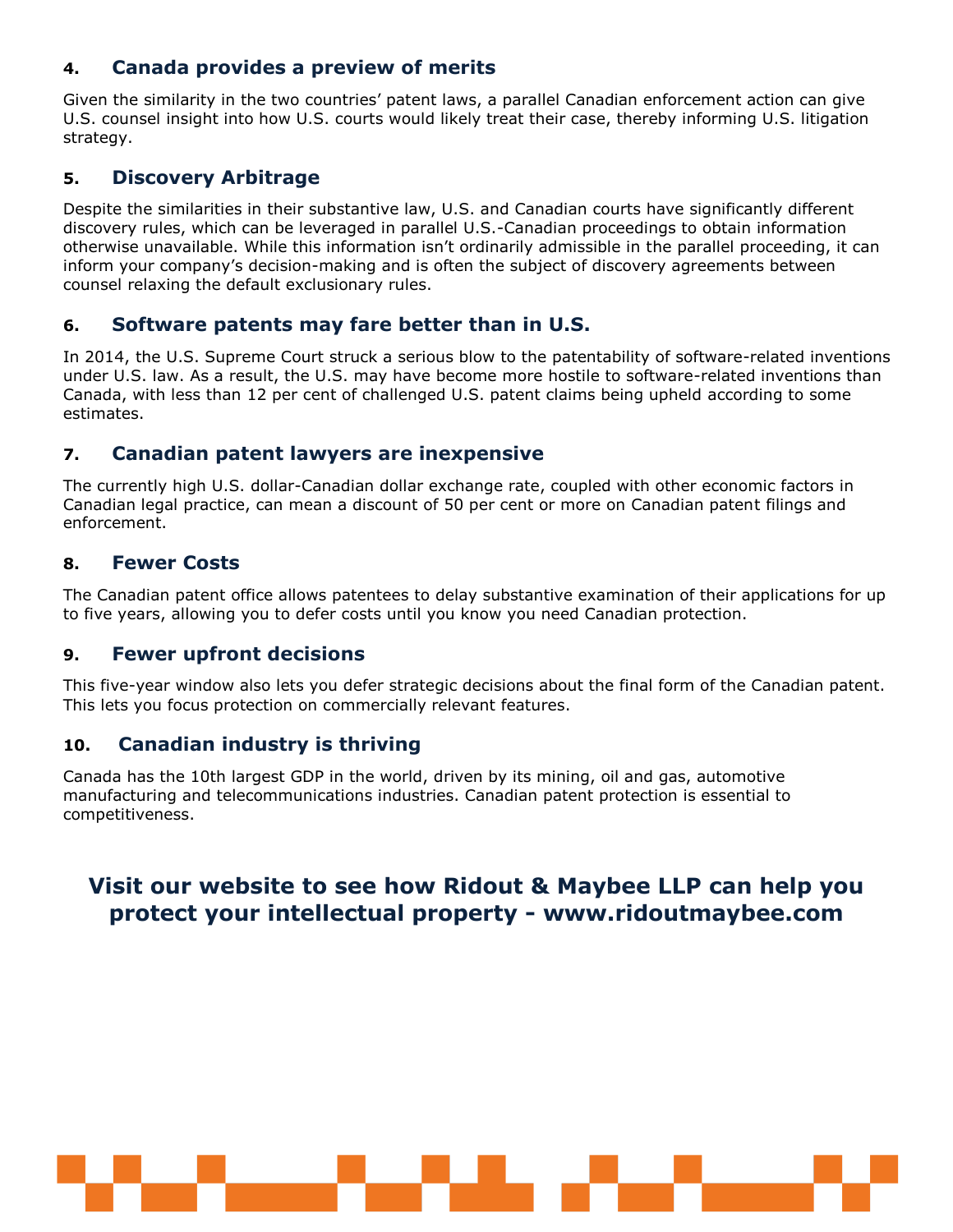### 4. Canada provides a preview of merits

Given the similarity in the two countries' patent laws, a parallel Canadian enforcement action can give U.S. counsel insight into how U.S. courts would likely treat their case, thereby informing U.S. litigation strategy.

### 5. Discovery Arbitrage

Despite the similarities in their substantive law, U.S. and Canadian courts have significantly different discovery rules, which can be leveraged in parallel U.S.-Canadian proceedings to obtain information otherwise unavailable. While this information isn't ordinarily admissible in the parallel proceeding, it can inform your company's decision-making and is often the subject of discovery agreements between counsel relaxing the default exclusionary rules.

### 6. Software patents may fare better than in U.S.

In 2014, the U.S. Supreme Court struck a serious blow to the patentability of software-related inventions under U.S. law. As a result, the U.S. may have become more hostile to software-related inventions than Canada, with less than 12 per cent of challenged U.S. patent claims being upheld according to some estimates.

### 7. Canadian patent lawyers are inexpensive

The currently high U.S. dollar-Canadian dollar exchange rate, coupled with other economic factors in Canadian legal practice, can mean a discount of 50 per cent or more on Canadian patent filings and enforcement.

### 8. Fewer Costs

The Canadian patent office allows patentees to delay substantive examination of their applications for up to five years, allowing you to defer costs until you know you need Canadian protection.

### 9. Fewer upfront decisions

This five-year window also lets you defer strategic decisions about the final form of the Canadian patent. This lets you focus protection on commercially relevant features.

### 10. Canadian industry is thriving

Canada has the 10th largest GDP in the world, driven by its mining, oil and gas, automotive manufacturing and telecommunications industries. Canadian patent protection is essential to competitiveness.

## Visit our website to see how Ridout & Maybee LLP can help you protect your intellectual property - www.ridoutmaybee.com